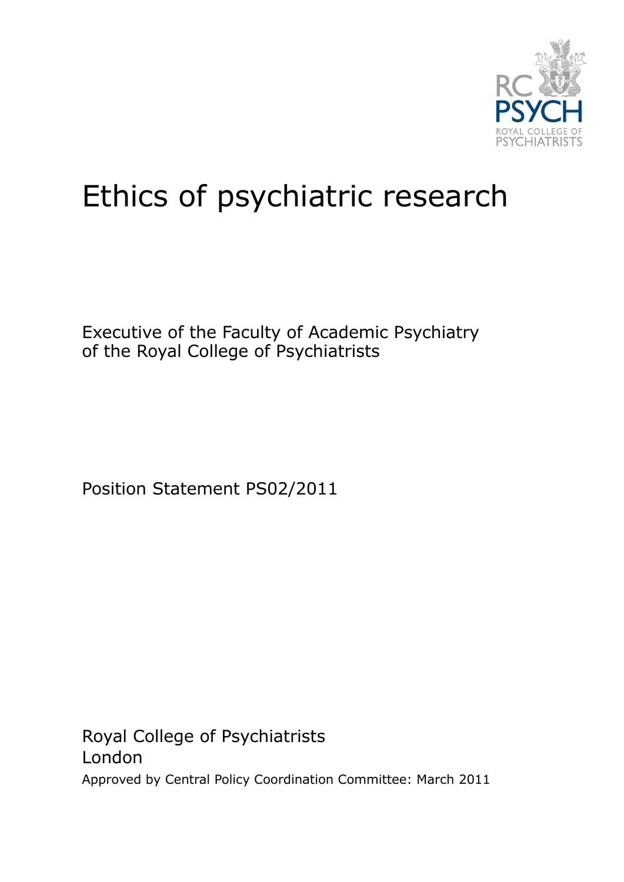# Ethics of psychiatric research

Executive of the Faculty of Academic Psychiatry
of the Royal College of Psychiatrists

Position Statement PS02/2011

Royal College of Psychiatrists
London
Approved by Central Policy Coordination Committee: March 2011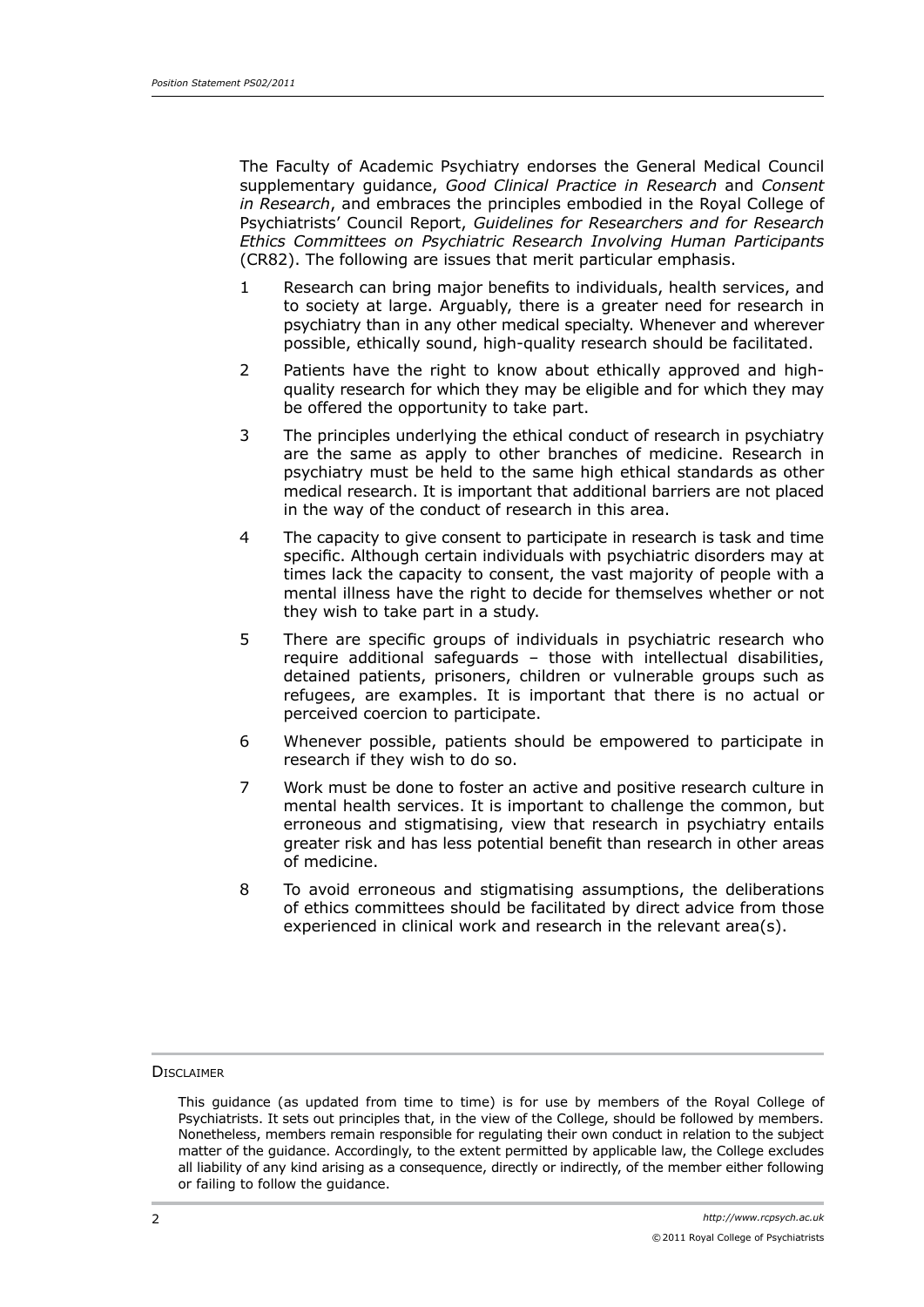The Faculty of Academic Psychiatry endorses the General Medical Council supplementary guidance, *Good Clinical Practice in Research* and *Consent in Research*, and embraces the principles embodied in the Royal College of Psychiatrists' Council Report, *Guidelines for Researchers and for Research Ethics Committees on Psychiatric Research Involving Human Participants* (CR82). The following are issues that merit particular emphasis.

1. Research can bring major benefits to individuals, health services, and to society at large. Arguably, there is a greater need for research in psychiatry than in any other medical specialty. Whenever and wherever possible, ethically sound, high-quality research should be facilitated.
2. Patients have the right to know about ethically approved and high-quality research for which they may be eligible and for which they may be offered the opportunity to take part.
3. The principles underlying the ethical conduct of research in psychiatry are the same as apply to other branches of medicine. Research in psychiatry must be held to the same high ethical standards as other medical research. It is important that additional barriers are not placed in the way of the conduct of research in this area.
4. The capacity to give consent to participate in research is task and time specific. Although certain individuals with psychiatric disorders may at times lack the capacity to consent, the vast majority of people with a mental illness have the right to decide for themselves whether or not they wish to take part in a study.
5. There are specific groups of individuals in psychiatric research who require additional safeguards – those with intellectual disabilities, detained patients, prisoners, children or vulnerable groups such as refugees, are examples. It is important that there is no actual or perceived coercion to participate.
6. Whenever possible, patients should be empowered to participate in research if they wish to do so.
7. Work must be done to foster an active and positive research culture in mental health services. It is important to challenge the common, but erroneous and stigmatising, view that research in psychiatry entails greater risk and has less potential benefit than research in other areas of medicine.
8. To avoid erroneous and stigmatising assumptions, the deliberations of ethics committees should be facilitated by direct advice from those experienced in clinical work and research in the relevant area(s).

Disclaimer

This guidance (as updated from time to time) is for use by members of the Royal College of Psychiatrists. It sets out principles that, in the view of the College, should be followed by members. Nonetheless, members remain responsible for regulating their own conduct in relation to the subject matter of the guidance. Accordingly, to the extent permitted by applicable law, the College excludes all liability of any kind arising as a consequence, directly or indirectly, of the member either following or failing to follow the guidance.